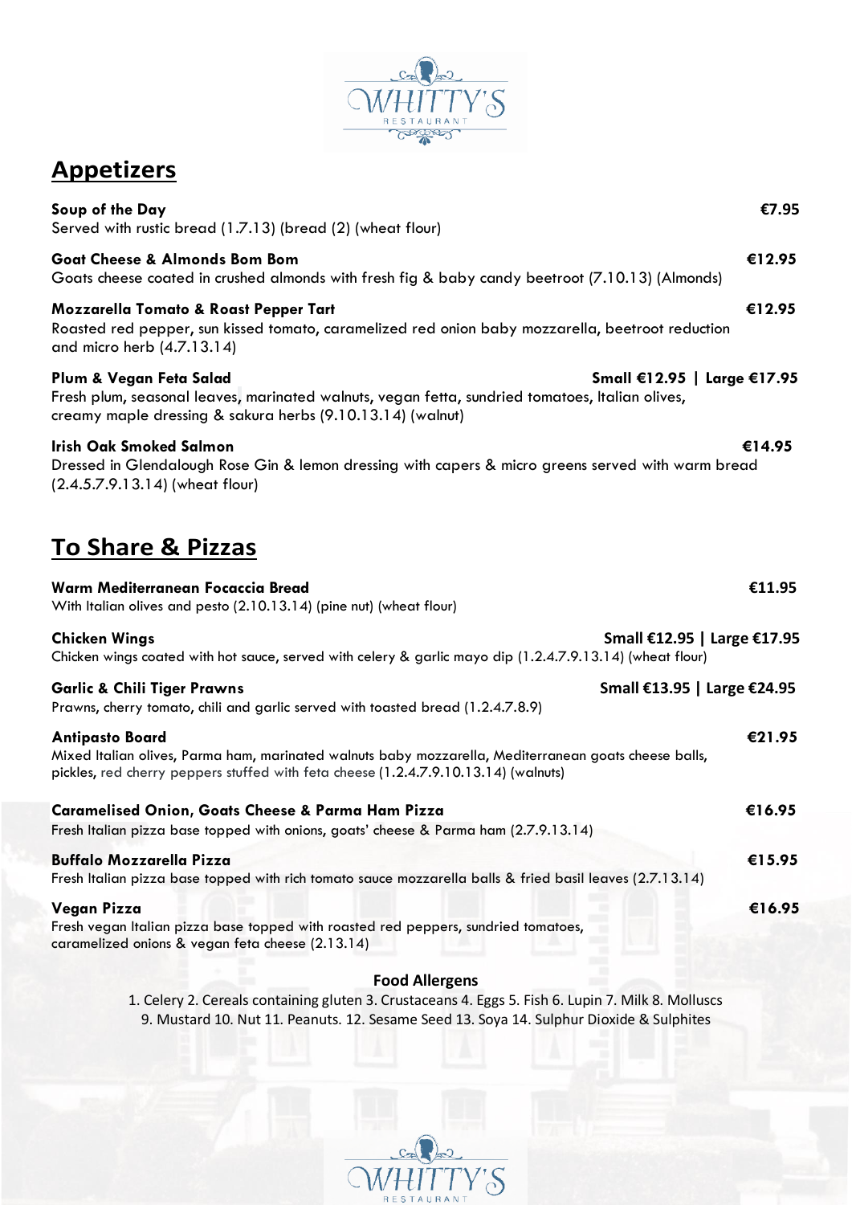## Appetizers

**Soup of the Day** **€7.95**
Served with rustic bread (1.7.13) (bread (2) (wheat flour)

**Goat Cheese & Almonds Bom Bom** **€12.95**
Goats cheese coated in crushed almonds with fresh fig & baby candy beetroot (7.10.13) (Almonds)

**Mozzarella Tomato & Roast Pepper Tart** **€12.95**
Roasted red pepper, sun kissed tomato, caramelized red onion baby mozzarella, beetroot reduction and micro herb (4.7.13.14)

**Plum & Vegan Feta Salad** **Small €12.95 | Large €17.95**
Fresh plum, seasonal leaves, marinated walnuts, vegan fetta, sundried tomatoes, Italian olives, creamy maple dressing & sakura herbs (9.10.13.14) (walnut)

**Irish Oak Smoked Salmon** **€14.95**
Dressed in Glendalough Rose Gin & lemon dressing with capers & micro greens served with warm bread (2.4.5.7.9.13.14) (wheat flour)

## To Share & Pizzas

**Warm Mediterranean Focaccia Bread** **€11.95**
With Italian olives and pesto (2.10.13.14) (pine nut) (wheat flour)

**Chicken Wings** **Small €12.95 | Large €17.95**
Chicken wings coated with hot sauce, served with celery & garlic mayo dip (1.2.4.7.9.13.14) (wheat flour)

**Garlic & Chili Tiger Prawns** **Small €13.95 | Large €24.95**
Prawns, cherry tomato, chili and garlic served with toasted bread (1.2.4.7.8.9)

**Antipasto Board** **€21.95**
Mixed Italian olives, Parma ham, marinated walnuts baby mozzarella, Mediterranean goats cheese balls, pickles, red cherry peppers stuffed with feta cheese (1.2.4.7.9.10.13.14) (walnuts)

**Caramelised Onion, Goats Cheese & Parma Ham Pizza** **€16.95**
Fresh Italian pizza base topped with onions, goats' cheese & Parma ham (2.7.9.13.14)

**Buffalo Mozzarella Pizza** **€15.95**
Fresh Italian pizza base topped with rich tomato sauce mozzarella balls & fried basil leaves (2.7.13.14)

**Vegan Pizza** **€16.95**
Fresh vegan Italian pizza base topped with roasted red peppers, sundried tomatoes, caramelized onions & vegan feta cheese (2.13.14)

**Food Allergens**

1. Celery 2. Cereals containing gluten 3. Crustaceans 4. Eggs 5. Fish 6. Lupin 7. Milk 8. Molluscs 9. Mustard 10. Nut 11. Peanuts. 12. Sesame Seed 13. Soya 14. Sulphur Dioxide & Sulphites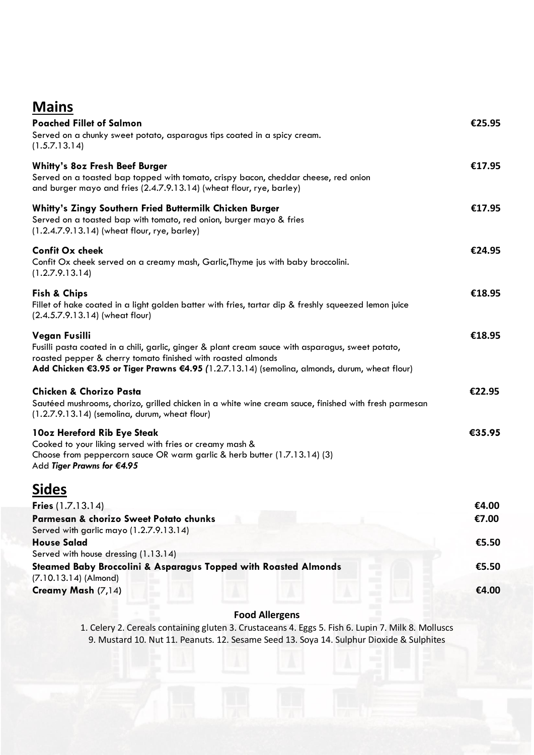## Mains

**Poached Fillet of Salmon** **€25.95**
Served on a chunky sweet potato, asparagus tips coated in a spicy cream.
(1.5.7.13.14)

**Whitty's 8oz Fresh Beef Burger** **€17.95**
Served on a toasted bap topped with tomato, crispy bacon, cheddar cheese, red onion and burger mayo and fries (2.4.7.9.13.14) (wheat flour, rye, barley)

**Whitty's Zingy Southern Fried Buttermilk Chicken Burger** **€17.95**
Served on a toasted bap with tomato, red onion, burger mayo & fries
(1.2.4.7.9.13.14) (wheat flour, rye, barley)

**Confit Ox cheek** **€24.95**
Confit Ox cheek served on a creamy mash, Garlic,Thyme jus with baby broccolini.
(1.2.7.9.13.14)

**Fish & Chips** **€18.95**
Fillet of hake coated in a light golden batter with fries, tartar dip & freshly squeezed lemon juice
(2.4.5.7.9.13.14) (wheat flour)

**Vegan Fusilli** **€18.95**
Fusilli pasta coated in a chili, garlic, ginger & plant cream sauce with asparagus, sweet potato, roasted pepper & cherry tomato finished with roasted almonds
**Add Chicken €3.95 or Tiger Prawns €4.95** *(*1.2.7.13.14) (semolina, almonds, durum, wheat flour)

**Chicken & Chorizo Pasta** **€22.95**
Sautéed mushrooms, chorizo, grilled chicken in a white wine cream sauce, finished with fresh parmesan
(1.2.7.9.13.14) (semolina, durum, wheat flour)

**10oz Hereford Rib Eye Steak** **€35.95**
Cooked to your liking served with fries or creamy mash &
Choose from peppercorn sauce OR warm garlic & herb butter (1.7.13.14) (3)
Add ***Tiger Prawns for €4.95***

## Sides

**Fries** (1.7.13.14) **€4.00**

**Parmesan & chorizo Sweet Potato chunks** **€7.00**
Served with garlic mayo (1.2.7.9.13.14)

**House Salad** **€5.50**
Served with house dressing (1.13.14)

**Steamed Baby Broccolini & Asparagus Topped with Roasted Almonds** **€5.50**
(7.10.13.14) (Almond)

**Creamy Mash** (7,14) **€4.00**

**Food Allergens**

1. Celery 2. Cereals containing gluten 3. Crustaceans 4. Eggs 5. Fish 6. Lupin 7. Milk 8. Molluscs
9. Mustard 10. Nut 11. Peanuts. 12. Sesame Seed 13. Soya 14. Sulphur Dioxide & Sulphites